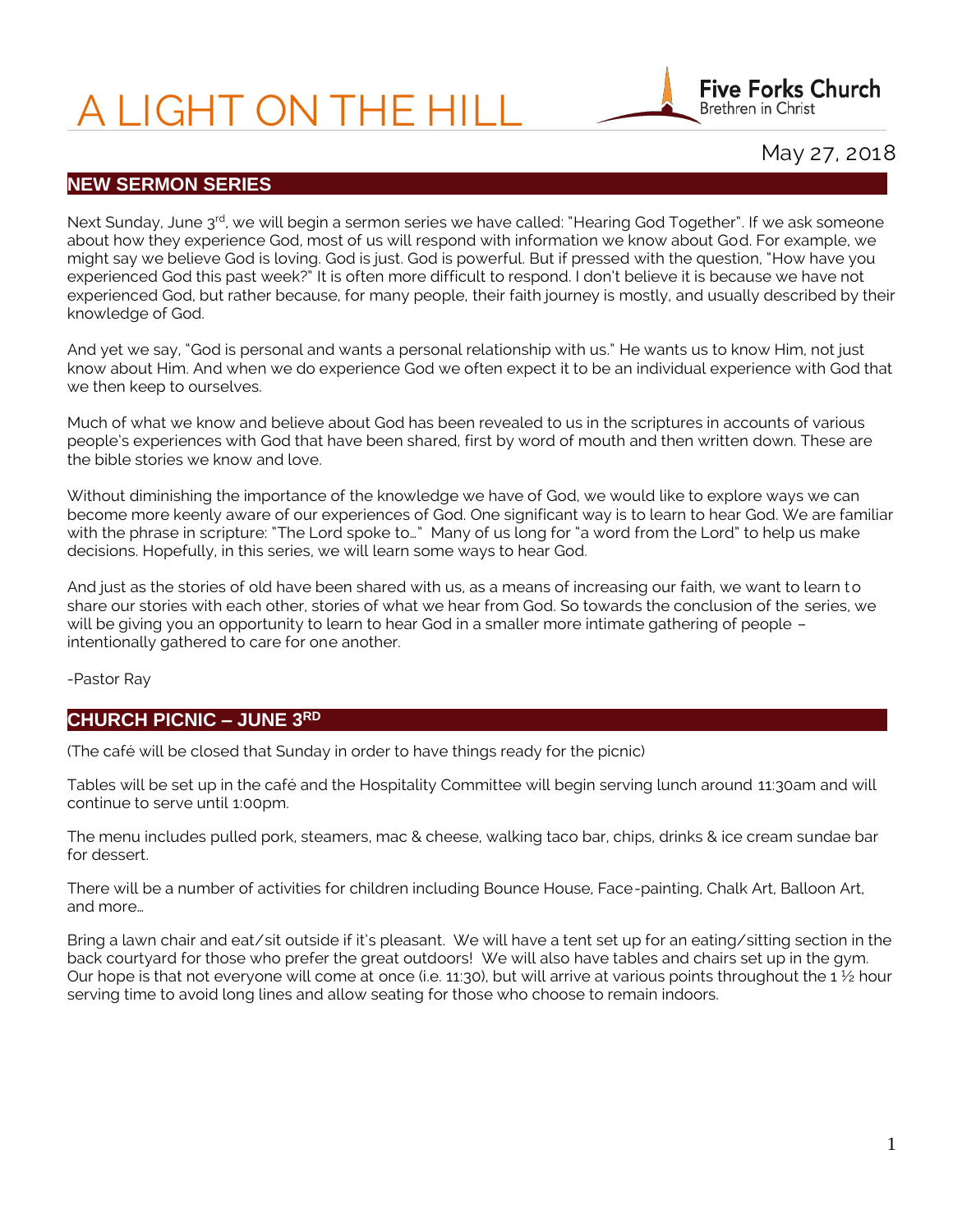# A LIGHT ON THE HILL

**Five Forks Church**
Brethren in Christ

May 27, 2018

## NEW SERMON SERIES

Next Sunday, June 3rd, we will begin a sermon series we have called: "Hearing God Together". If we ask someone about how they experience God, most of us will respond with information we know about God. For example, we might say we believe God is loving. God is just. God is powerful. But if pressed with the question, "How have you experienced God this past week?" It is often more difficult to respond. I don't believe it is because we have not experienced God, but rather because, for many people, their faith journey is mostly, and usually described by their knowledge of God.

And yet we say, "God is personal and wants a personal relationship with us." He wants us to know Him, not just know about Him. And when we do experience God we often expect it to be an individual experience with God that we then keep to ourselves.

Much of what we know and believe about God has been revealed to us in the scriptures in accounts of various people's experiences with God that have been shared, first by word of mouth and then written down. These are the bible stories we know and love.

Without diminishing the importance of the knowledge we have of God, we would like to explore ways we can become more keenly aware of our experiences of God. One significant way is to learn to hear God. We are familiar with the phrase in scripture: "The Lord spoke to…" Many of us long for "a word from the Lord" to help us make decisions. Hopefully, in this series, we will learn some ways to hear God.

And just as the stories of old have been shared with us, as a means of increasing our faith, we want to learn to share our stories with each other, stories of what we hear from God. So towards the conclusion of the series, we will be giving you an opportunity to learn to hear God in a smaller more intimate gathering of people – intentionally gathered to care for one another.

-Pastor Ray

## CHURCH PICNIC – JUNE 3RD

(The café will be closed that Sunday in order to have things ready for the picnic)

Tables will be set up in the café and the Hospitality Committee will begin serving lunch around 11:30am and will continue to serve until 1:00pm.

The menu includes pulled pork, steamers, mac & cheese, walking taco bar, chips, drinks & ice cream sundae bar for dessert.

There will be a number of activities for children including Bounce House, Face-painting, Chalk Art, Balloon Art, and more…

Bring a lawn chair and eat/sit outside if it's pleasant. We will have a tent set up for an eating/sitting section in the back courtyard for those who prefer the great outdoors! We will also have tables and chairs set up in the gym. Our hope is that not everyone will come at once (i.e. 11:30), but will arrive at various points throughout the 1 ½ hour serving time to avoid long lines and allow seating for those who choose to remain indoors.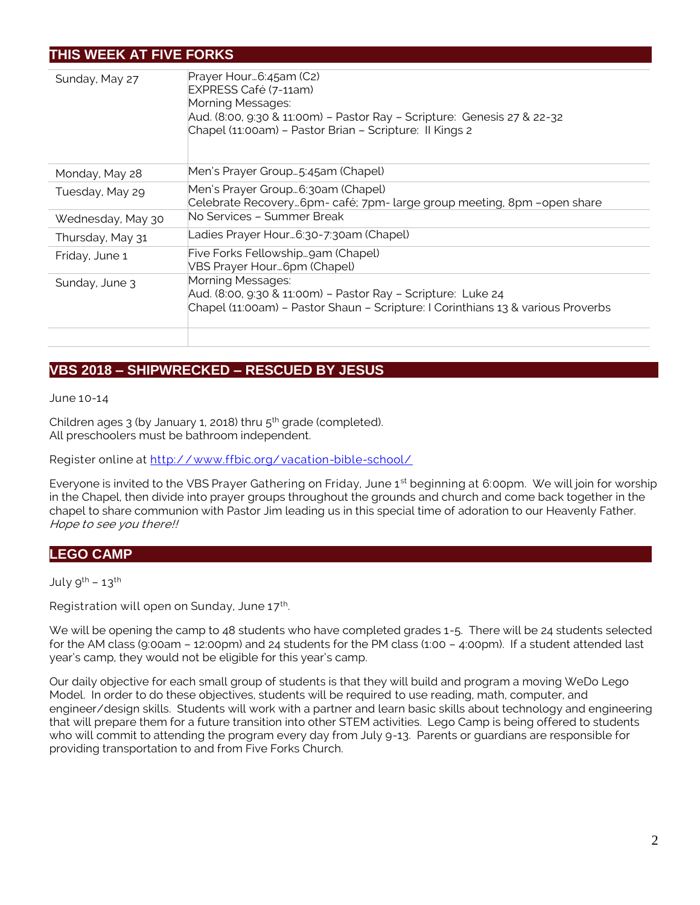## THIS WEEK AT FIVE FORKS

| | |
|---|---|
| Sunday, May 27 | Prayer Hour…6:45am (C2)<br>EXPRESS Café (7-11am)<br>Morning Messages:<br>Aud. (8:00, 9:30 & 11:00m) – Pastor Ray – Scripture: Genesis 27 & 22-32<br>Chapel (11:00am) – Pastor Brian – Scripture: II Kings 2 |
| Monday, May 28 | Men's Prayer Group…5:45am (Chapel) |
| Tuesday, May 29 | Men's Prayer Group…6:30am (Chapel)<br>Celebrate Recovery…6pm- café; 7pm- large group meeting, 8pm –open share |
| Wednesday, May 30 | No Services – Summer Break |
| Thursday, May 31 | Ladies Prayer Hour…6:30-7:30am (Chapel) |
| Friday, June 1 | Five Forks Fellowship…9am (Chapel)<br>VBS Prayer Hour…6pm (Chapel) |
| Sunday, June 3 | Morning Messages:<br>Aud. (8:00, 9:30 & 11:00m) – Pastor Ray – Scripture: Luke 24<br>Chapel (11:00am) – Pastor Shaun – Scripture: I Corinthians 13 & various Proverbs |
| | |

## VBS 2018 – SHIPWRECKED – RESCUED BY JESUS

June 10-14

Children ages 3 (by January 1, 2018) thru 5th grade (completed).
All preschoolers must be bathroom independent.

Register online at http://www.ffbic.org/vacation-bible-school/

Everyone is invited to the VBS Prayer Gathering on Friday, June 1st beginning at 6:00pm. We will join for worship in the Chapel, then divide into prayer groups throughout the grounds and church and come back together in the chapel to share communion with Pastor Jim leading us in this special time of adoration to our Heavenly Father. *Hope to see you there!!*

## LEGO CAMP

July 9th – 13th

Registration will open on Sunday, June 17th.

We will be opening the camp to 48 students who have completed grades 1-5. There will be 24 students selected for the AM class (9:00am – 12:00pm) and 24 students for the PM class (1:00 – 4:00pm). If a student attended last year's camp, they would not be eligible for this year's camp.

Our daily objective for each small group of students is that they will build and program a moving WeDo Lego Model. In order to do these objectives, students will be required to use reading, math, computer, and engineer/design skills. Students will work with a partner and learn basic skills about technology and engineering that will prepare them for a future transition into other STEM activities. Lego Camp is being offered to students who will commit to attending the program every day from July 9-13. Parents or guardians are responsible for providing transportation to and from Five Forks Church.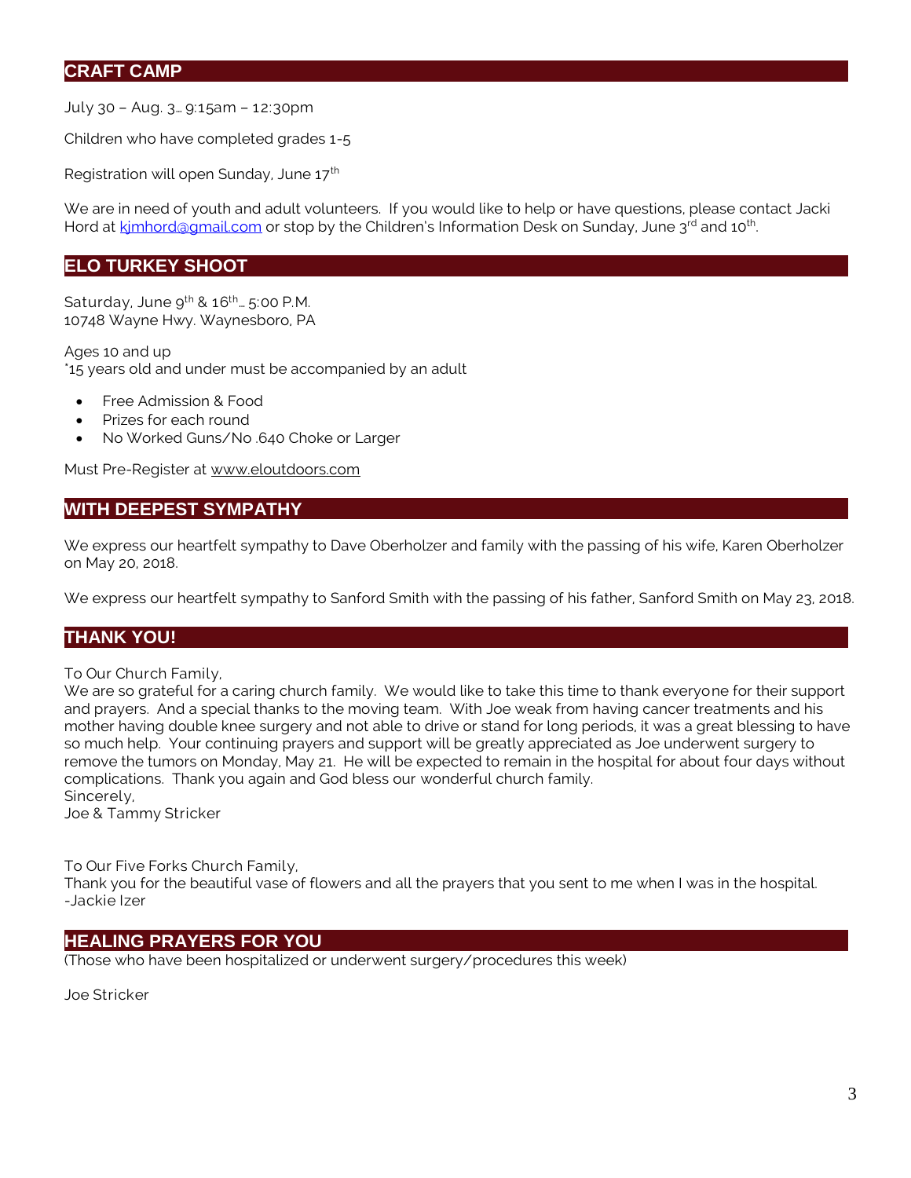## CRAFT CAMP

July 30 – Aug. 3… 9:15am – 12:30pm

Children who have completed grades 1-5

Registration will open Sunday, June 17th

We are in need of youth and adult volunteers. If you would like to help or have questions, please contact Jacki Hord at kjmhord@gmail.com or stop by the Children's Information Desk on Sunday, June 3rd and 10th.

## ELO TURKEY SHOOT

Saturday, June 9th & 16th… 5:00 P.M.
10748 Wayne Hwy. Waynesboro, PA

Ages 10 and up
*15 years old and under must be accompanied by an adult

- Free Admission & Food
- Prizes for each round
- No Worked Guns/No .640 Choke or Larger

Must Pre-Register at www.eloutdoors.com

## WITH DEEPEST SYMPATHY

We express our heartfelt sympathy to Dave Oberholzer and family with the passing of his wife, Karen Oberholzer on May 20, 2018.

We express our heartfelt sympathy to Sanford Smith with the passing of his father, Sanford Smith on May 23, 2018.

## THANK YOU!

To Our Church Family,
We are so grateful for a caring church family. We would like to take this time to thank everyone for their support and prayers. And a special thanks to the moving team. With Joe weak from having cancer treatments and his mother having double knee surgery and not able to drive or stand for long periods, it was a great blessing to have so much help. Your continuing prayers and support will be greatly appreciated as Joe underwent surgery to remove the tumors on Monday, May 21. He will be expected to remain in the hospital for about four days without complications. Thank you again and God bless our wonderful church family.
Sincerely,
Joe & Tammy Stricker

To Our Five Forks Church Family,
Thank you for the beautiful vase of flowers and all the prayers that you sent to me when I was in the hospital.
-Jackie Izer

## HEALING PRAYERS FOR YOU

(Those who have been hospitalized or underwent surgery/procedures this week)

Joe Stricker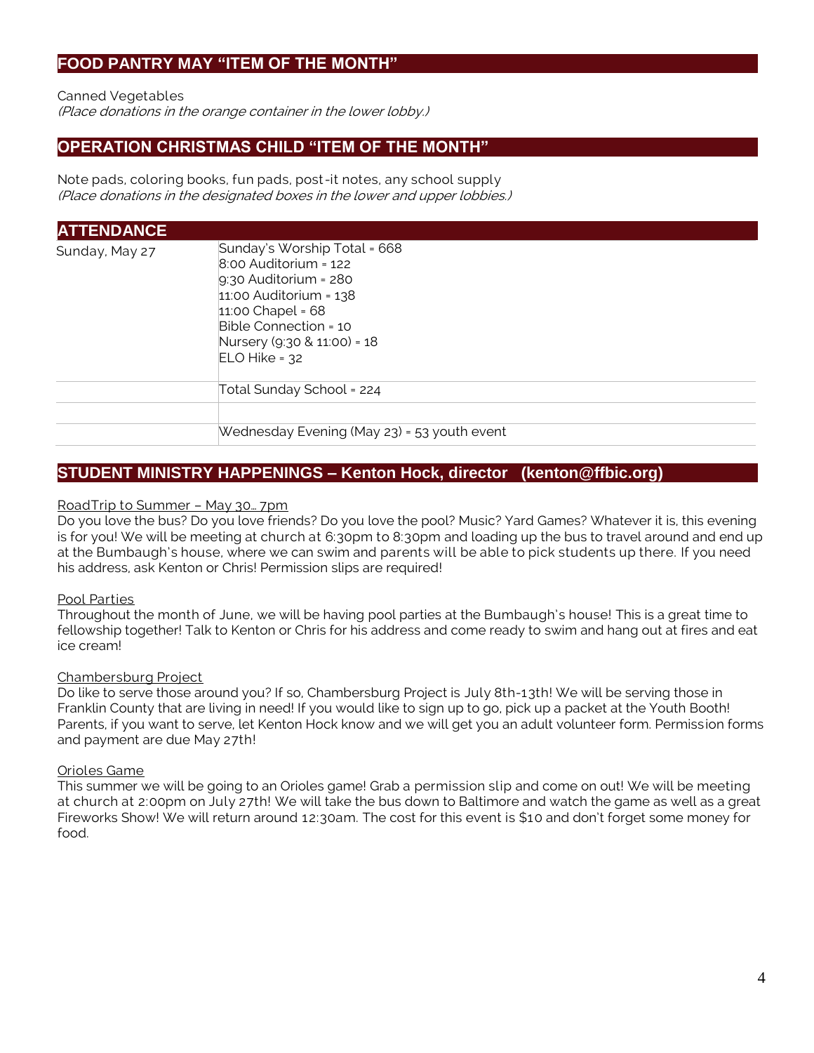## FOOD PANTRY MAY "ITEM OF THE MONTH"

Canned Vegetables
*(Place donations in the orange container in the lower lobby.)*

## OPERATION CHRISTMAS CHILD "ITEM OF THE MONTH"

Note pads, coloring books, fun pads, post-it notes, any school supply
*(Place donations in the designated boxes in the lower and upper lobbies.)*

## ATTENDANCE

| | |
|---|---|
| Sunday, May 27 | Sunday's Worship Total = 668<br>8:00 Auditorium = 122<br>9:30 Auditorium = 280<br>11:00 Auditorium = 138<br>11:00 Chapel = 68<br>Bible Connection = 10<br>Nursery (9:30 & 11:00) = 18<br>ELO Hike = 32 |
| | Total Sunday School = 224 |
| | |
| | Wednesday Evening (May 23) = 53 youth event |

## STUDENT MINISTRY HAPPENINGS – Kenton Hock, director (kenton@ffbic.org)

RoadTrip to Summer – May 30… 7pm
Do you love the bus? Do you love friends? Do you love the pool? Music? Yard Games? Whatever it is, this evening is for you! We will be meeting at church at 6:30pm to 8:30pm and loading up the bus to travel around and end up at the Bumbaugh's house, where we can swim and parents will be able to pick students up there. If you need his address, ask Kenton or Chris! Permission slips are required!

Pool Parties
Throughout the month of June, we will be having pool parties at the Bumbaugh's house! This is a great time to fellowship together! Talk to Kenton or Chris for his address and come ready to swim and hang out at fires and eat ice cream!

Chambersburg Project
Do like to serve those around you? If so, Chambersburg Project is July 8th-13th! We will be serving those in Franklin County that are living in need! If you would like to sign up to go, pick up a packet at the Youth Booth! Parents, if you want to serve, let Kenton Hock know and we will get you an adult volunteer form. Permission forms and payment are due May 27th!

Orioles Game
This summer we will be going to an Orioles game! Grab a permission slip and come on out! We will be meeting at church at 2:00pm on July 27th! We will take the bus down to Baltimore and watch the game as well as a great Fireworks Show! We will return around 12:30am. The cost for this event is $10 and don't forget some money for food.